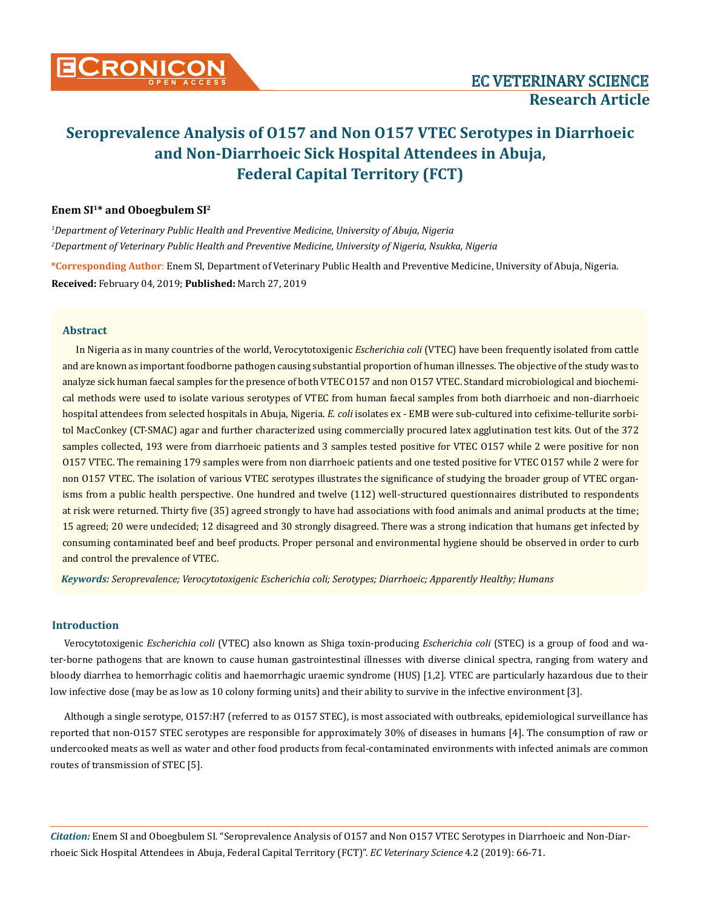# Seroprevalence Analysis of O157 and Non O157 VTEC Serotypes in Diarrhoeic and Non-Diarrhoeic Sick Hospital Attendees in Abuja, Federal Capital Territory (FCT)

**Enem SI[1]* and Oboegbulem SI[2]**

*[1]Department of Veterinary Public Health and Preventive Medicine, University of Abuja, Nigeria*

*[2]Department of Veterinary Public Health and Preventive Medicine, University of Nigeria, Nsukka, Nigeria*

**\*Corresponding Author:** Enem SI, Department of Veterinary Public Health and Preventive Medicine, University of Abuja, Nigeria.

**Received:** February 04, 2019; **Published:** March 27, 2019

## Abstract

In Nigeria as in many countries of the world, Verocytotoxigenic *Escherichia coli* (VTEC) have been frequently isolated from cattle and are known as important foodborne pathogen causing substantial proportion of human illnesses. The objective of the study was to analyze sick human faecal samples for the presence of both VTEC O157 and non O157 VTEC. Standard microbiological and biochemical methods were used to isolate various serotypes of VTEC from human faecal samples from both diarrhoeic and non-diarrhoeic hospital attendees from selected hospitals in Abuja, Nigeria. *E. coli* isolates ex - EMB were sub-cultured into cefixime-tellurite sorbitol MacConkey (CT-SMAC) agar and further characterized using commercially procured latex agglutination test kits. Out of the 372 samples collected, 193 were from diarrhoeic patients and 3 samples tested positive for VTEC O157 while 2 were positive for non O157 VTEC. The remaining 179 samples were from non diarrhoeic patients and one tested positive for VTEC O157 while 2 were for non O157 VTEC. The isolation of various VTEC serotypes illustrates the significance of studying the broader group of VTEC organisms from a public health perspective. One hundred and twelve (112) well-structured questionnaires distributed to respondents at risk were returned. Thirty five (35) agreed strongly to have had associations with food animals and animal products at the time; 15 agreed; 20 were undecided; 12 disagreed and 30 strongly disagreed. There was a strong indication that humans get infected by consuming contaminated beef and beef products. Proper personal and environmental hygiene should be observed in order to curb and control the prevalence of VTEC.

***Keywords:*** *Seroprevalence; Verocytotoxigenic Escherichia coli; Serotypes; Diarrhoeic; Apparently Healthy; Humans*

## Introduction

Verocytotoxigenic *Escherichia coli* (VTEC) also known as Shiga toxin-producing *Escherichia coli* (STEC) is a group of food and water-borne pathogens that are known to cause human gastrointestinal illnesses with diverse clinical spectra, ranging from watery and bloody diarrhea to hemorrhagic colitis and haemorrhagic uraemic syndrome (HUS) [1,2]. VTEC are particularly hazardous due to their low infective dose (may be as low as 10 colony forming units) and their ability to survive in the infective environment [3].

Although a single serotype, O157:H7 (referred to as O157 STEC), is most associated with outbreaks, epidemiological surveillance has reported that non-O157 STEC serotypes are responsible for approximately 30% of diseases in humans [4]. The consumption of raw or undercooked meats as well as water and other food products from fecal-contaminated environments with infected animals are common routes of transmission of STEC [5].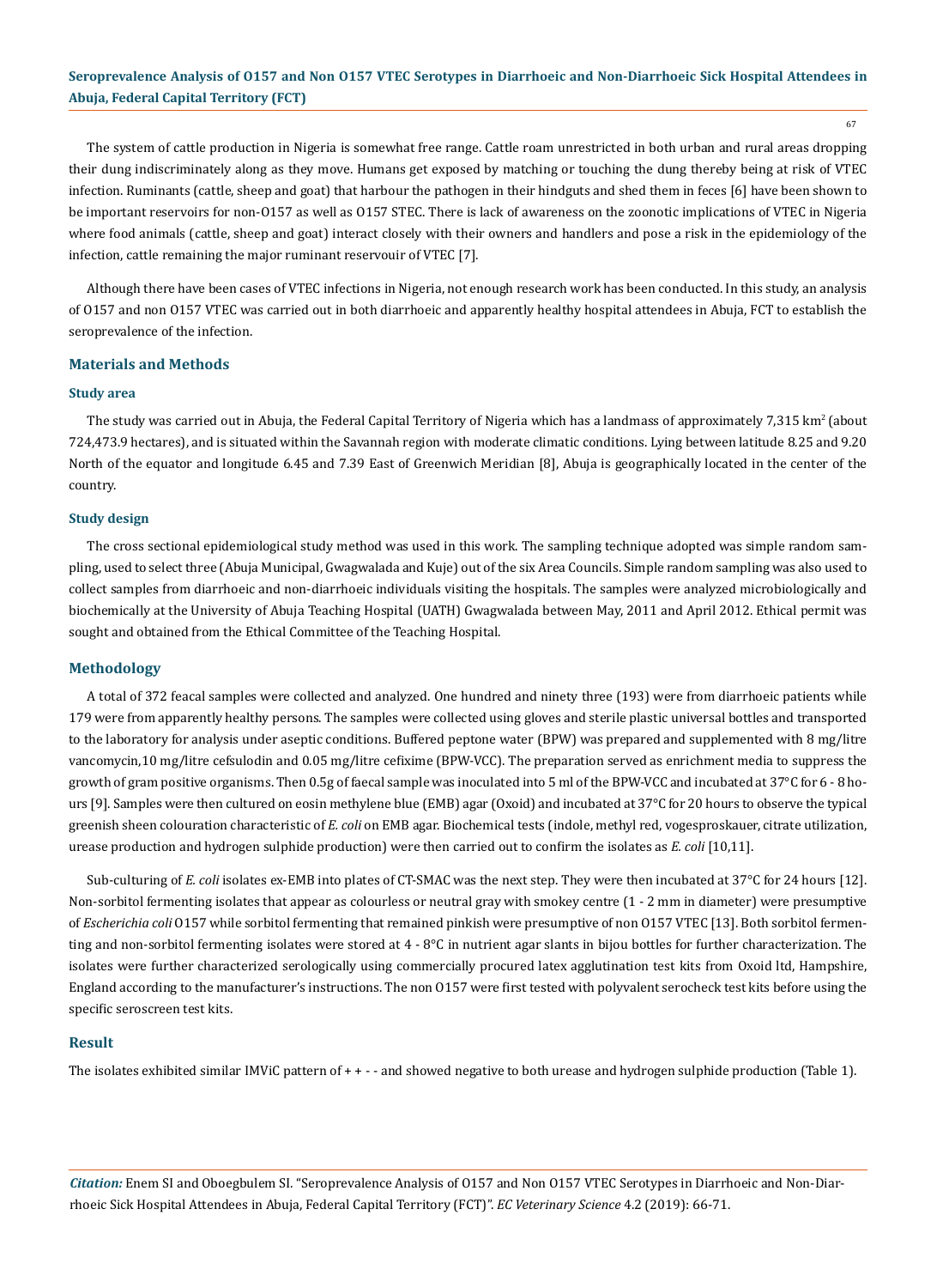The system of cattle production in Nigeria is somewhat free range. Cattle roam unrestricted in both urban and rural areas dropping their dung indiscriminately along as they move. Humans get exposed by matching or touching the dung thereby being at risk of VTEC infection. Ruminants (cattle, sheep and goat) that harbour the pathogen in their hindguts and shed them in feces [6] have been shown to be important reservoirs for non-O157 as well as O157 STEC. There is lack of awareness on the zoonotic implications of VTEC in Nigeria where food animals (cattle, sheep and goat) interact closely with their owners and handlers and pose a risk in the epidemiology of the infection, cattle remaining the major ruminant reservouir of VTEC [7].

Although there have been cases of VTEC infections in Nigeria, not enough research work has been conducted. In this study, an analysis of O157 and non O157 VTEC was carried out in both diarrhoeic and apparently healthy hospital attendees in Abuja, FCT to establish the seroprevalence of the infection.

## Materials and Methods

### Study area

The study was carried out in Abuja, the Federal Capital Territory of Nigeria which has a landmass of approximately 7,315 km$^2$ (about 724,473.9 hectares), and is situated within the Savannah region with moderate climatic conditions. Lying between latitude 8.25 and 9.20 North of the equator and longitude 6.45 and 7.39 East of Greenwich Meridian [8], Abuja is geographically located in the center of the country.

### Study design

The cross sectional epidemiological study method was used in this work. The sampling technique adopted was simple random sampling, used to select three (Abuja Municipal, Gwagwalada and Kuje) out of the six Area Councils. Simple random sampling was also used to collect samples from diarrhoeic and non-diarrhoeic individuals visiting the hospitals. The samples were analyzed microbiologically and biochemically at the University of Abuja Teaching Hospital (UATH) Gwagwalada between May, 2011 and April 2012. Ethical permit was sought and obtained from the Ethical Committee of the Teaching Hospital.

## Methodology

A total of 372 feacal samples were collected and analyzed. One hundred and ninety three (193) were from diarrhoeic patients while 179 were from apparently healthy persons. The samples were collected using gloves and sterile plastic universal bottles and transported to the laboratory for analysis under aseptic conditions. Buffered peptone water (BPW) was prepared and supplemented with 8 mg/litre vancomycin,10 mg/litre cefsulodin and 0.05 mg/litre cefixime (BPW-VCC). The preparation served as enrichment media to suppress the growth of gram positive organisms. Then 0.5g of faecal sample was inoculated into 5 ml of the BPW-VCC and incubated at 37°C for 6 - 8 hours [9]. Samples were then cultured on eosin methylene blue (EMB) agar (Oxoid) and incubated at 37°C for 20 hours to observe the typical greenish sheen colouration characteristic of *E. coli* on EMB agar. Biochemical tests (indole, methyl red, vogesproskauer, citrate utilization, urease production and hydrogen sulphide production) were then carried out to confirm the isolates as *E. coli* [10,11].

Sub-culturing of *E. coli* isolates ex-EMB into plates of CT-SMAC was the next step. They were then incubated at 37°C for 24 hours [12]. Non-sorbitol fermenting isolates that appear as colourless or neutral gray with smokey centre (1 - 2 mm in diameter) were presumptive of *Escherichia coli* O157 while sorbitol fermenting that remained pinkish were presumptive of non O157 VTEC [13]. Both sorbitol fermenting and non-sorbitol fermenting isolates were stored at 4 - 8°C in nutrient agar slants in bijou bottles for further characterization. The isolates were further characterized serologically using commercially procured latex agglutination test kits from Oxoid ltd, Hampshire, England according to the manufacturer's instructions. The non O157 were first tested with polyvalent serocheck test kits before using the specific seroscreen test kits.

## Result

The isolates exhibited similar IMViC pattern of + + - - and showed negative to both urease and hydrogen sulphide production (Table 1).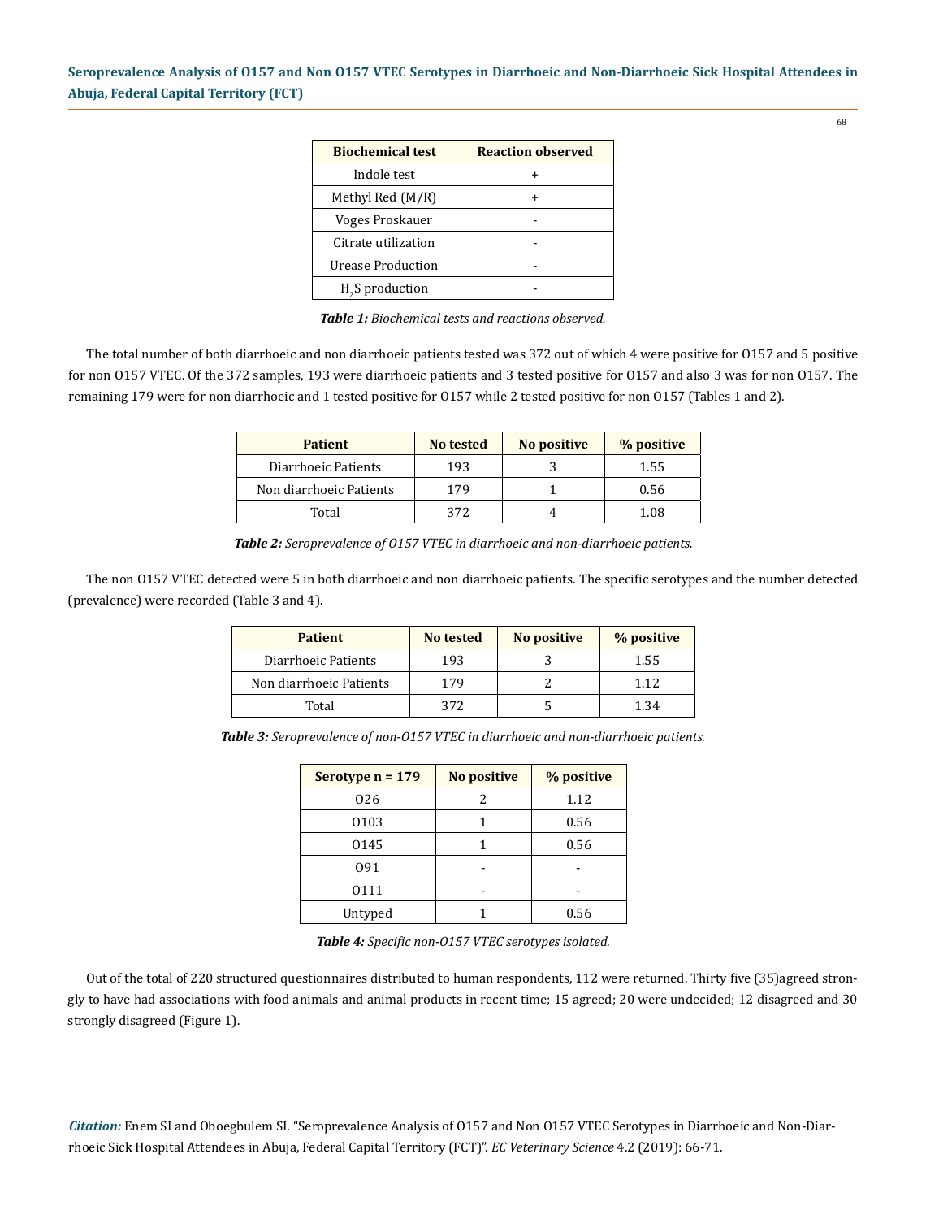| Biochemical test | Reaction observed |
|---|---|
| Indole test | + |
| Methyl Red (M/R) | + |
| Voges Proskauer | - |
| Citrate utilization | - |
| Urease Production | - |
| $H_2S$ production | - |

***Table 1:*** *Biochemical tests and reactions observed.*

The total number of both diarrhoeic and non diarrhoeic patients tested was 372 out of which 4 were positive for O157 and 5 positive for non O157 VTEC. Of the 372 samples, 193 were diarrhoeic patients and 3 tested positive for O157 and also 3 was for non O157. The remaining 179 were for non diarrhoeic and 1 tested positive for O157 while 2 tested positive for non O157 (Tables 1 and 2).

| Patient | No tested | No positive | % positive |
|---|---|---|---|
| Diarrhoeic Patients | 193 | 3 | 1.55 |
| Non diarrhoeic Patients | 179 | 1 | 0.56 |
| Total | 372 | 4 | 1.08 |

***Table 2:*** *Seroprevalence of O157 VTEC in diarrhoeic and non-diarrhoeic patients.*

The non O157 VTEC detected were 5 in both diarrhoeic and non diarrhoeic patients. The specific serotypes and the number detected (prevalence) were recorded (Table 3 and 4).

| Patient | No tested | No positive | % positive |
|---|---|---|---|
| Diarrhoeic Patients | 193 | 3 | 1.55 |
| Non diarrhoeic Patients | 179 | 2 | 1.12 |
| Total | 372 | 5 | 1.34 |

***Table 3:*** *Seroprevalence of non-O157 VTEC in diarrhoeic and non-diarrhoeic patients.*

| Serotype n = 179 | No positive | % positive |
|---|---|---|
| O26 | 2 | 1.12 |
| O103 | 1 | 0.56 |
| O145 | 1 | 0.56 |
| O91 | - | - |
| O111 | - | - |
| Untyped | 1 | 0.56 |

***Table 4:*** *Specific non-O157 VTEC serotypes isolated.*

Out of the total of 220 structured questionnaires distributed to human respondents, 112 were returned. Thirty five (35)agreed strongly to have had associations with food animals and animal products in recent time; 15 agreed; 20 were undecided; 12 disagreed and 30 strongly disagreed (Figure 1).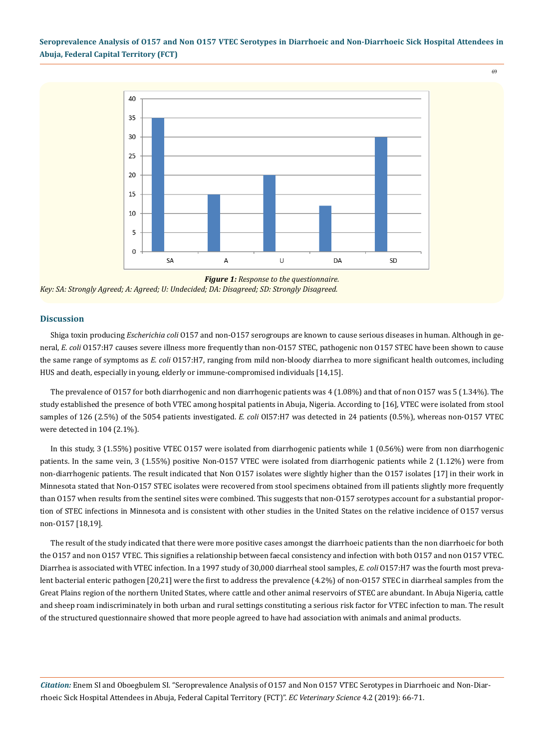**Figure 1:** *Response to the questionnaire.*

*Key: SA: Strongly Agreed; A: Agreed; U: Undecided; DA: Disagreed; SD: Strongly Disagreed.*

## Discussion

Shiga toxin producing *Escherichia coli* O157 and non-O157 serogroups are known to cause serious diseases in human. Although in general, *E. coli* O157:H7 causes severe illness more frequently than non-O157 STEC, pathogenic non O157 STEC have been shown to cause the same range of symptoms as *E. coli* O157:H7, ranging from mild non-bloody diarrhea to more significant health outcomes, including HUS and death, especially in young, elderly or immune-compromised individuals [14,15].

The prevalence of O157 for both diarrhogenic and non diarrhogenic patients was 4 (1.08%) and that of non O157 was 5 (1.34%). The study established the presence of both VTEC among hospital patients in Abuja, Nigeria. According to [16], VTEC were isolated from stool samples of 126 (2.5%) of the 5054 patients investigated. *E. coli* OI57:H7 was detected in 24 patients (0.5%), whereas non-O157 VTEC were detected in 104 (2.1%).

In this study, 3 (1.55%) positive VTEC O157 were isolated from diarrhogenic patients while 1 (0.56%) were from non diarrhogenic patients. In the same vein, 3 (1.55%) positive Non-O157 VTEC were isolated from diarrhogenic patients while 2 (1.12%) were from non-diarrhogenic patients. The result indicated that Non O157 isolates were slightly higher than the O157 isolates [17] in their work in Minnesota stated that Non-O157 STEC isolates were recovered from stool specimens obtained from ill patients slightly more frequently than O157 when results from the sentinel sites were combined. This suggests that non-O157 serotypes account for a substantial proportion of STEC infections in Minnesota and is consistent with other studies in the United States on the relative incidence of O157 versus non-O157 [18,19].

The result of the study indicated that there were more positive cases amongst the diarrhoeic patients than the non diarrhoeic for both the O157 and non O157 VTEC. This signifies a relationship between faecal consistency and infection with both O157 and non O157 VTEC. Diarrhea is associated with VTEC infection. In a 1997 study of 30,000 diarrheal stool samples, *E. coli* O157:H7 was the fourth most prevalent bacterial enteric pathogen [20,21] were the first to address the prevalence (4.2%) of non-O157 STEC in diarrheal samples from the Great Plains region of the northern United States, where cattle and other animal reservoirs of STEC are abundant. In Abuja Nigeria, cattle and sheep roam indiscriminately in both urban and rural settings constituting a serious risk factor for VTEC infection to man. The result of the structured questionnaire showed that more people agreed to have had association with animals and animal products.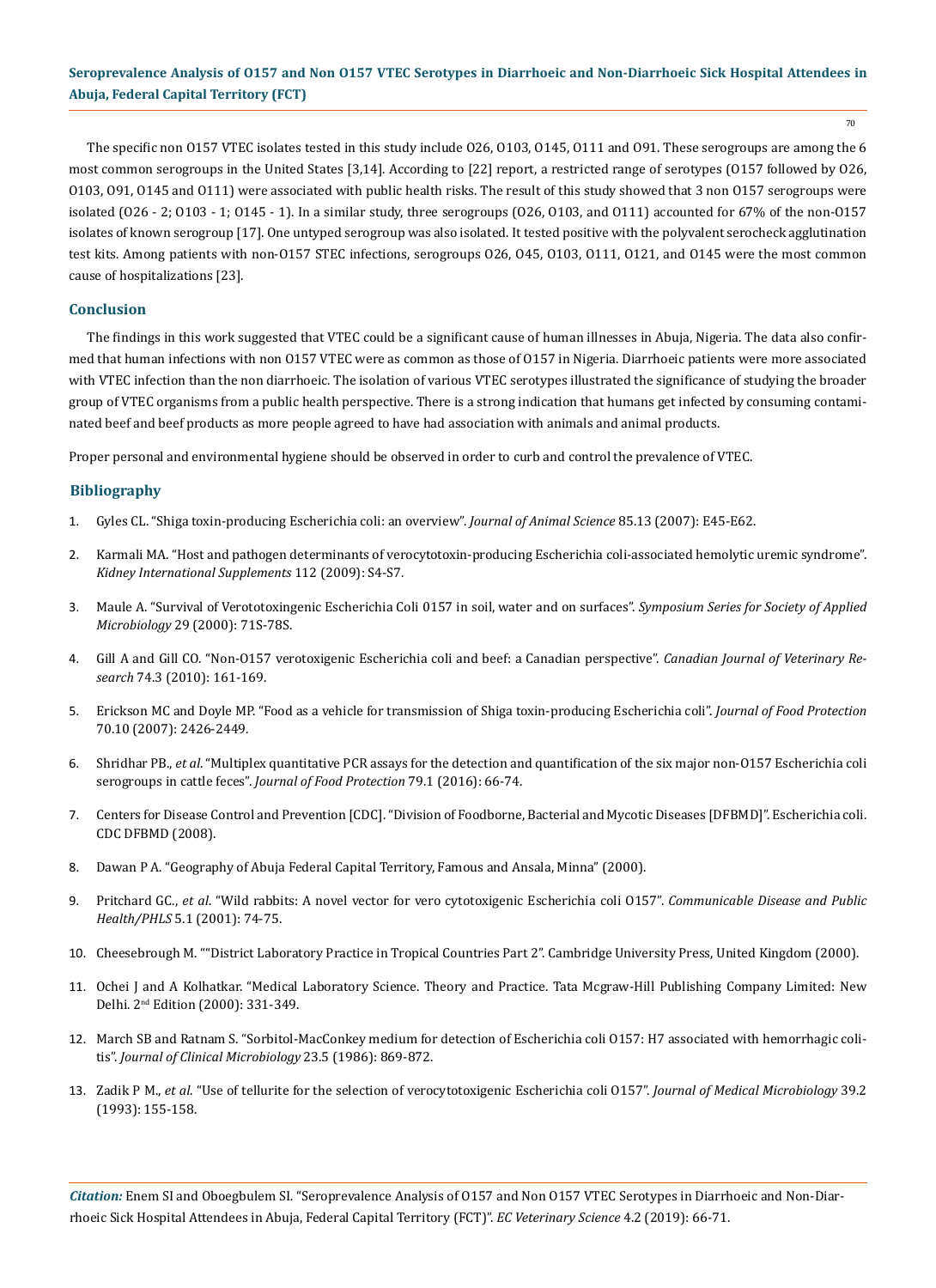The specific non O157 VTEC isolates tested in this study include O26, O103, O145, O111 and O91. These serogroups are among the 6 most common serogroups in the United States [3,14]. According to [22] report, a restricted range of serotypes (O157 followed by O26, O103, O91, O145 and O111) were associated with public health risks. The result of this study showed that 3 non O157 serogroups were isolated (O26 - 2; O103 - 1; O145 - 1). In a similar study, three serogroups (O26, O103, and O111) accounted for 67% of the non-O157 isolates of known serogroup [17]. One untyped serogroup was also isolated. It tested positive with the polyvalent serocheck agglutination test kits. Among patients with non-O157 STEC infections, serogroups O26, O45, O103, O111, O121, and O145 were the most common cause of hospitalizations [23].

## Conclusion

The findings in this work suggested that VTEC could be a significant cause of human illnesses in Abuja, Nigeria. The data also confirmed that human infections with non O157 VTEC were as common as those of O157 in Nigeria. Diarrhoeic patients were more associated with VTEC infection than the non diarrhoeic. The isolation of various VTEC serotypes illustrated the significance of studying the broader group of VTEC organisms from a public health perspective. There is a strong indication that humans get infected by consuming contaminated beef and beef products as more people agreed to have had association with animals and animal products.

Proper personal and environmental hygiene should be observed in order to curb and control the prevalence of VTEC.

## Bibliography

1. Gyles CL. "Shiga toxin-producing Escherichia coli: an overview". *Journal of Animal Science* 85.13 (2007): E45-E62.
2. Karmali MA. "Host and pathogen determinants of verocytotoxin-producing Escherichia coli-associated hemolytic uremic syndrome". *Kidney International Supplements* 112 (2009): S4-S7.
3. Maule A. "Survival of Verototoxingenic Escherichia Coli 0157 in soil, water and on surfaces". *Symposium Series for Society of Applied Microbiology* 29 (2000): 71S-78S.
4. Gill A and Gill CO. "Non-O157 verotoxigenic Escherichia coli and beef: a Canadian perspective". *Canadian Journal of Veterinary Research* 74.3 (2010): 161-169.
5. Erickson MC and Doyle MP. "Food as a vehicle for transmission of Shiga toxin-producing Escherichia coli". *Journal of Food Protection* 70.10 (2007): 2426-2449.
6. Shridhar PB., *et al*. "Multiplex quantitative PCR assays for the detection and quantification of the six major non-O157 Escherichia coli serogroups in cattle feces". *Journal of Food Protection* 79.1 (2016): 66-74.
7. Centers for Disease Control and Prevention [CDC]. "Division of Foodborne, Bacterial and Mycotic Diseases [DFBMD]". Escherichia coli. CDC DFBMD (2008).
8. Dawan P A. "Geography of Abuja Federal Capital Territory, Famous and Ansala, Minna" (2000).
9. Pritchard GC., *et al*. "Wild rabbits: A novel vector for vero cytotoxigenic Escherichia coli O157". *Communicable Disease and Public Health/PHLS* 5.1 (2001): 74-75.
10. Cheesebrough M. ""District Laboratory Practice in Tropical Countries Part 2". Cambridge University Press, United Kingdom (2000).
11. Ochei J and A Kolhatkar. "Medical Laboratory Science. Theory and Practice. Tata Mcgraw-Hill Publishing Company Limited: New Delhi. 2nd Edition (2000): 331-349.
12. March SB and Ratnam S. "Sorbitol-MacConkey medium for detection of Escherichia coli O157: H7 associated with hemorrhagic colitis". *Journal of Clinical Microbiology* 23.5 (1986): 869-872.
13. Zadik P M., *et al*. "Use of tellurite for the selection of verocytoxigenic Escherichia coli O157". *Journal of Medical Microbiology* 39.2 (1993): 155-158.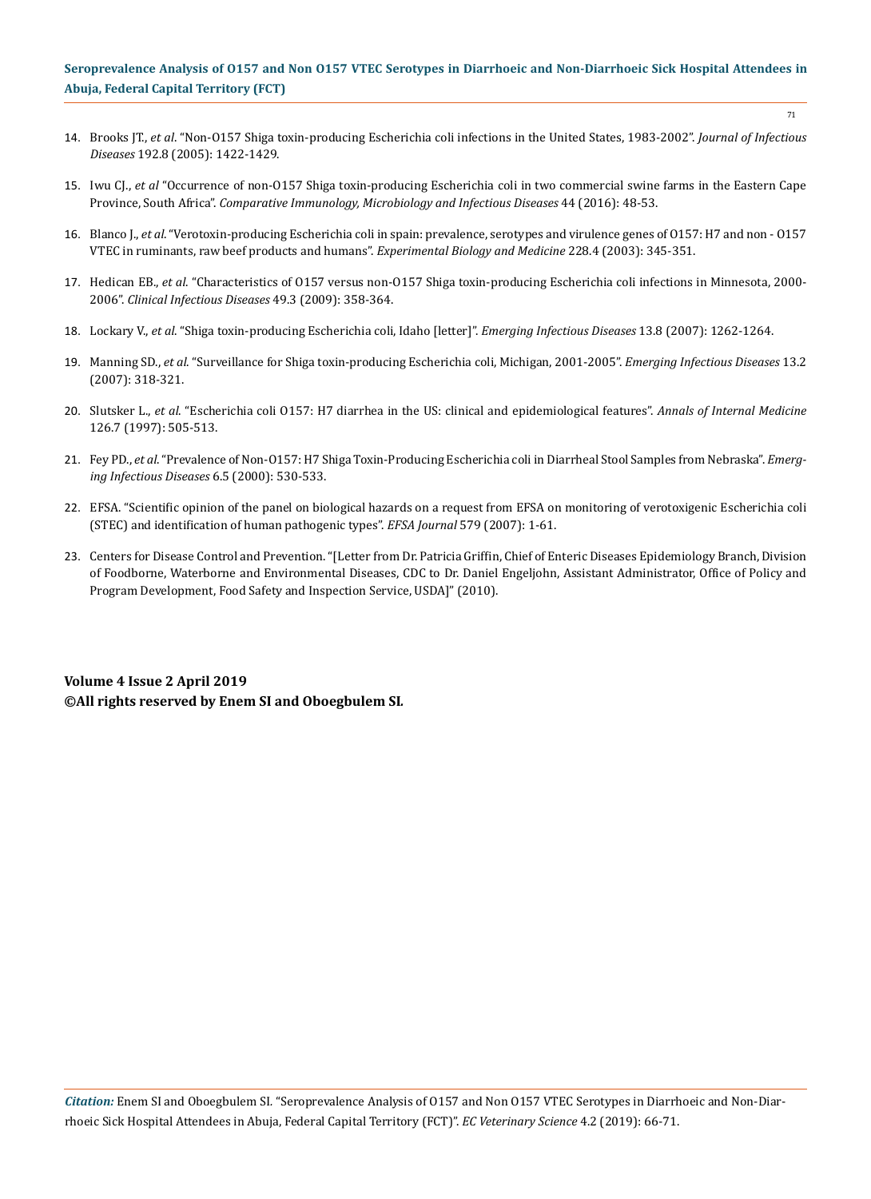14. Brooks JT., *et al*. "Non-O157 Shiga toxin-producing Escherichia coli infections in the United States, 1983-2002". *Journal of Infectious Diseases* 192.8 (2005): 1422-1429.

15. Iwu CJ., *et al* "Occurrence of non-O157 Shiga toxin-producing Escherichia coli in two commercial swine farms in the Eastern Cape Province, South Africa". *Comparative Immunology, Microbiology and Infectious Diseases* 44 (2016): 48-53.

16. Blanco J., *et al*. "Verotoxin-producing Escherichia coli in spain: prevalence, serotypes and virulence genes of O157: H7 and non - O157 VTEC in ruminants, raw beef products and humans". *Experimental Biology and Medicine* 228.4 (2003): 345-351.

17. Hedican EB., *et al*. "Characteristics of O157 versus non-O157 Shiga toxin-producing Escherichia coli infections in Minnesota, 2000-2006". *Clinical Infectious Diseases* 49.3 (2009): 358-364.

18. Lockary V., *et al*. "Shiga toxin-producing Escherichia coli, Idaho [letter]". *Emerging Infectious Diseases* 13.8 (2007): 1262-1264.

19. Manning SD., *et al*. "Surveillance for Shiga toxin-producing Escherichia coli, Michigan, 2001-2005". *Emerging Infectious Diseases* 13.2 (2007): 318-321.

20. Slutsker L., *et al*. "Escherichia coli O157: H7 diarrhea in the US: clinical and epidemiological features". *Annals of Internal Medicine* 126.7 (1997): 505-513.

21. Fey PD., *et al*. "Prevalence of Non-O157: H7 Shiga Toxin-Producing Escherichia coli in Diarrheal Stool Samples from Nebraska". *Emerging Infectious Diseases* 6.5 (2000): 530-533.

22. EFSA. "Scientific opinion of the panel on biological hazards on a request from EFSA on monitoring of verotoxigenic Escherichia coli (STEC) and identification of human pathogenic types". *EFSA Journal* 579 (2007): 1-61.

23. Centers for Disease Control and Prevention. "[Letter from Dr. Patricia Griffin, Chief of Enteric Diseases Epidemiology Branch, Division of Foodborne, Waterborne and Environmental Diseases, CDC to Dr. Daniel Engeljohn, Assistant Administrator, Office of Policy and Program Development, Food Safety and Inspection Service, USDA]" (2010).

**Volume 4 Issue 2 April 2019**
**©All rights reserved by Enem SI and Oboegbulem SI.**